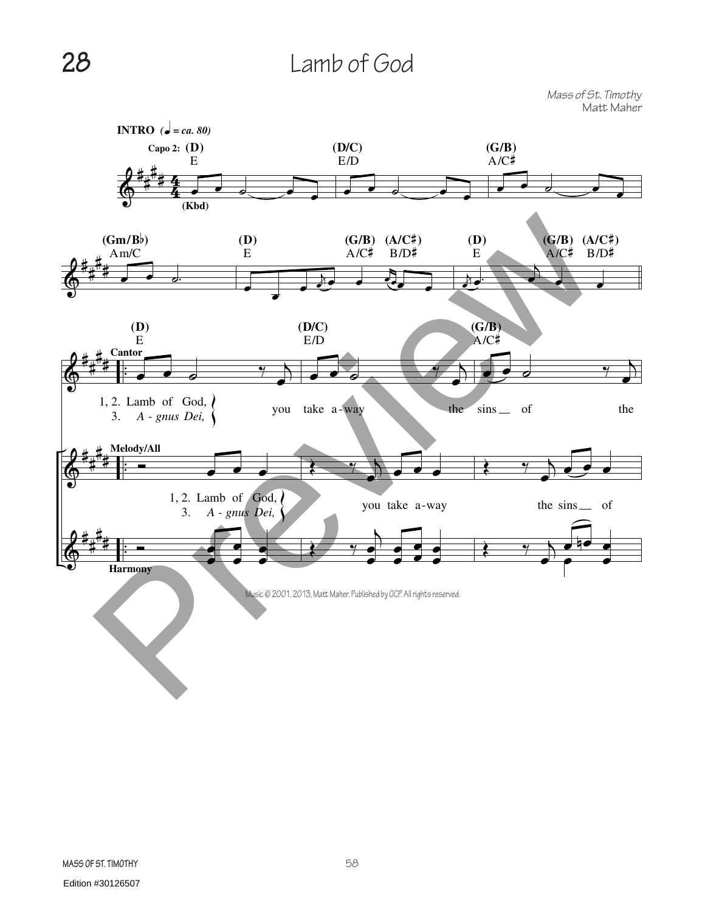# 28 Lamb of God

*Mass of St. Timothy*
Matt Maher

**INTRO** (♩ = ca. 80)

Capo 2: (D) E — (D/C) E/D — (G/B) A/C♯

(Kbd)

(Gm/B♭) Am/C — (D) E — (G/B) A/C♯ — (A/C♯) B/D♯ — (D) E — (G/B) A/C♯ — (A/C♯) B/D♯

(D) E — (D/C) E/D — (G/B) A/C♯

Cantor

1, 2. Lamb of God, you take a-way the sins of the
3. *A - gnus Dei,*

Melody/All

1, 2. Lamb of God, you take a-way the sins of
3. *A - gnus Dei,*

Harmony

Music © 2001, 2013, Matt Maher. Published by OCP. All rights reserved.

MASS OF ST. TIMOTHY

Edition #30126507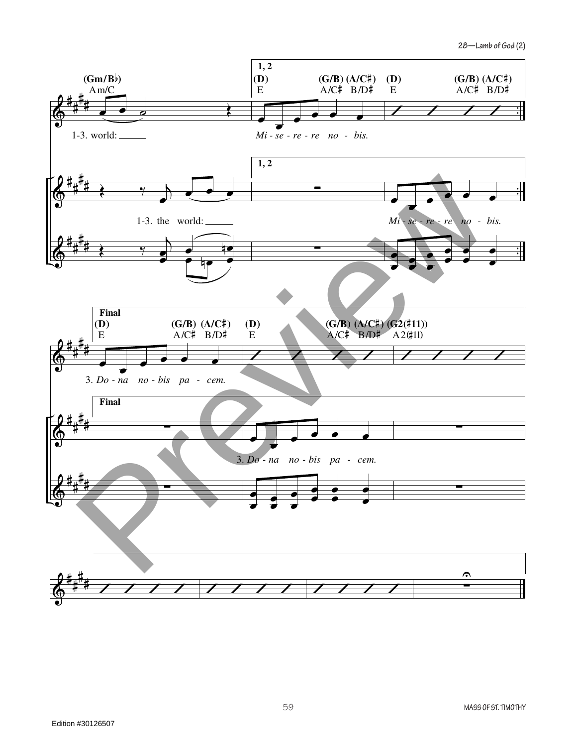(Gm/B♭)
Am/C

1, 2

(D) (G/B) (A/C♯) (D) (G/B) (A/C♯)
E A/C♯ B/D♯ E A/C♯ B/D♯

1-3. world: ______ *Mi - se - re - re no - bis.*

1, 2

1-3. the world: ______ *Mi - se - re - re no - bis.*

Final

(D) (G/B) (A/C♯) (D) (G/B) (A/C♯) (G2(♯11))
E A/C♯ B/D♯ E A/C♯ B/D♯ A2(♯11)

3. *Do - na no - bis pa - cem.*

Final

3. *Do - na no - bis pa - cem.*

Edition #30126507